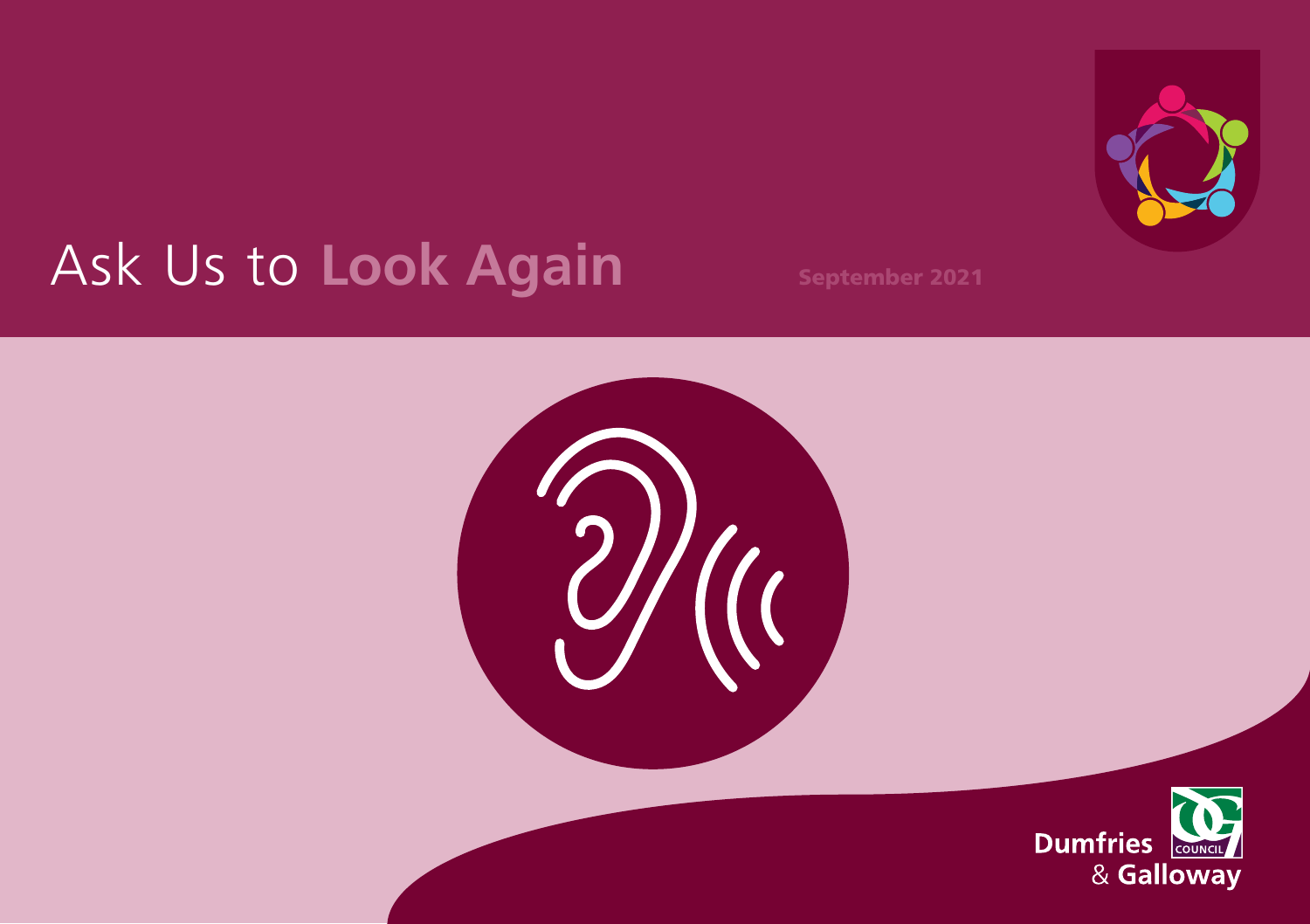# Ask Us to **Look Again**

**September 2021**

Dumfries & Galloway Council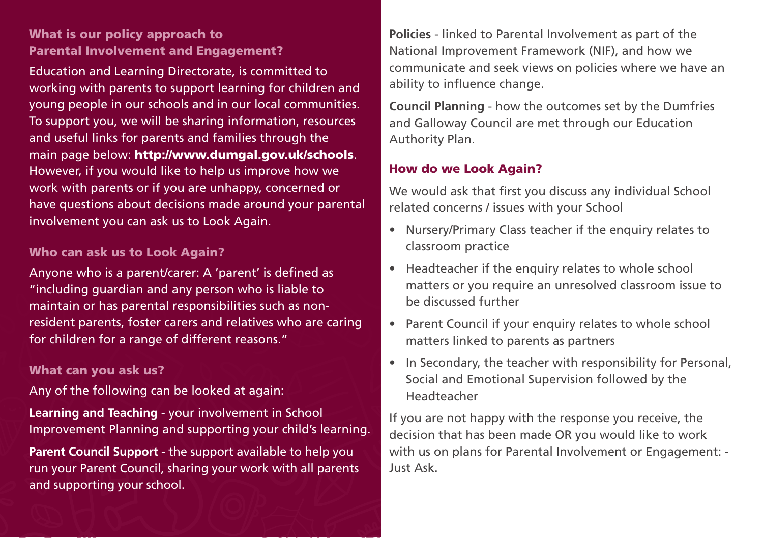### What is our policy approach to Parental Involvement and Engagement?

Education and Learning Directorate, is committed to working with parents to support learning for children and young people in our schools and in our local communities. To support you, we will be sharing information, resources and useful links for parents and families through the main page below: **http://www.dumgal.gov.uk/schools**. However, if you would like to help us improve how we work with parents or if you are unhappy, concerned or have questions about decisions made around your parental involvement you can ask us to Look Again.

### Who can ask us to Look Again?

Anyone who is a parent/carer: A 'parent' is defined as "including guardian and any person who is liable to maintain or has parental responsibilities such as non-resident parents, foster carers and relatives who are caring for children for a range of different reasons."

### What can you ask us?

Any of the following can be looked at again:

**Learning and Teaching** - your involvement in School Improvement Planning and supporting your child's learning.

**Parent Council Support** - the support available to help you run your Parent Council, sharing your work with all parents and supporting your school.

**Policies** - linked to Parental Involvement as part of the National Improvement Framework (NIF), and how we communicate and seek views on policies where we have an ability to influence change.

**Council Planning** - how the outcomes set by the Dumfries and Galloway Council are met through our Education Authority Plan.

### How do we Look Again?

We would ask that first you discuss any individual School related concerns / issues with your School

- Nursery/Primary Class teacher if the enquiry relates to classroom practice
- Headteacher if the enquiry relates to whole school matters or you require an unresolved classroom issue to be discussed further
- Parent Council if your enquiry relates to whole school matters linked to parents as partners
- In Secondary, the teacher with responsibility for Personal, Social and Emotional Supervision followed by the Headteacher

If you are not happy with the response you receive, the decision that has been made OR you would like to work with us on plans for Parental Involvement or Engagement: - Just Ask.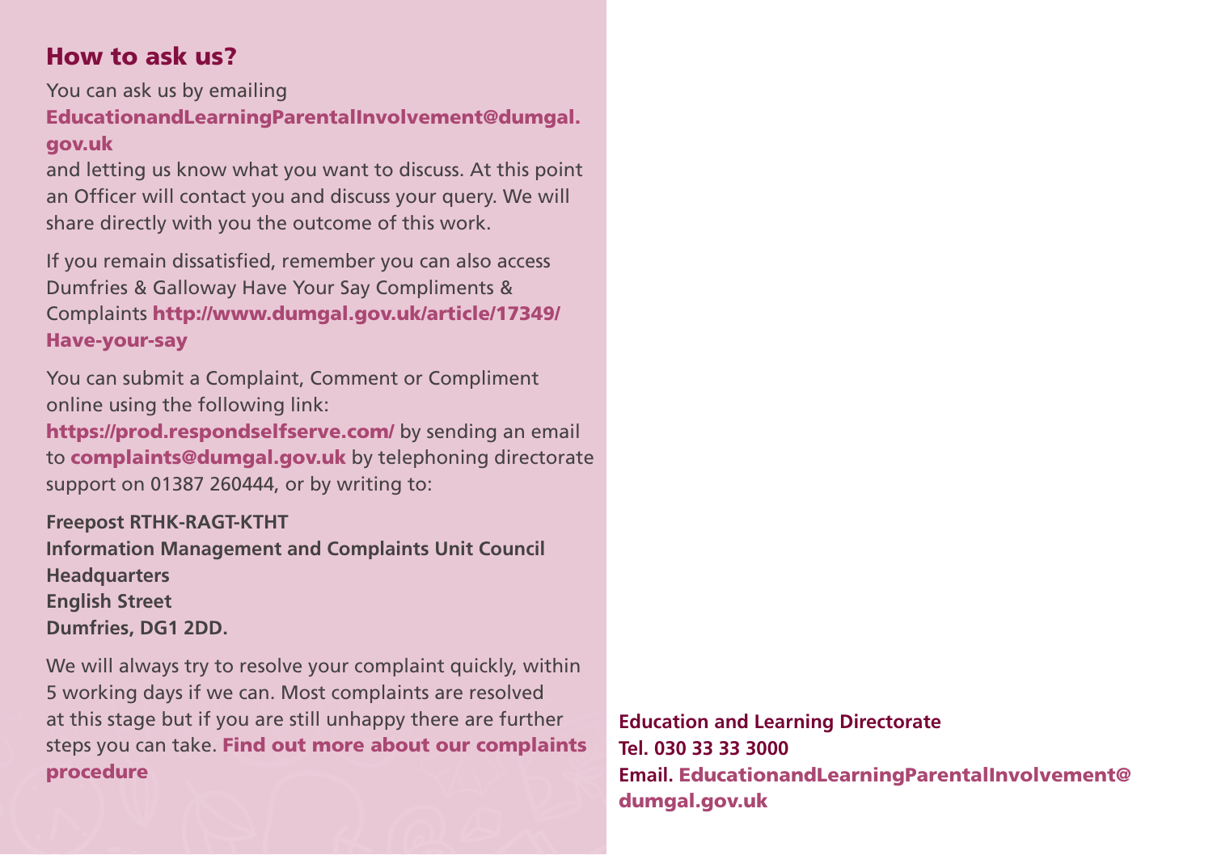## How to ask us?

You can ask us by emailing **EducationandLearningParentalInvolvement@dumgal.gov.uk** and letting us know what you want to discuss. At this point an Officer will contact you and discuss your query. We will share directly with you the outcome of this work.

If you remain dissatisfied, remember you can also access Dumfries & Galloway Have Your Say Compliments & Complaints **http://www.dumgal.gov.uk/article/17349/Have-your-say**

You can submit a Complaint, Comment or Compliment online using the following link: **https://prod.respondselfserve.com/** by sending an email to **complaints@dumgal.gov.uk** by telephoning directorate support on 01387 260444, or by writing to:

**Freepost RTHK-RAGT-KTHT**
**Information Management and Complaints Unit Council Headquarters**
**English Street**
**Dumfries, DG1 2DD.**

We will always try to resolve your complaint quickly, within 5 working days if we can. Most complaints are resolved at this stage but if you are still unhappy there are further steps you can take. **Find out more about our complaints procedure**

**Education and Learning Directorate**
**Tel. 030 33 33 3000**
**Email. EducationandLearningParentalInvolvement@dumgal.gov.uk**